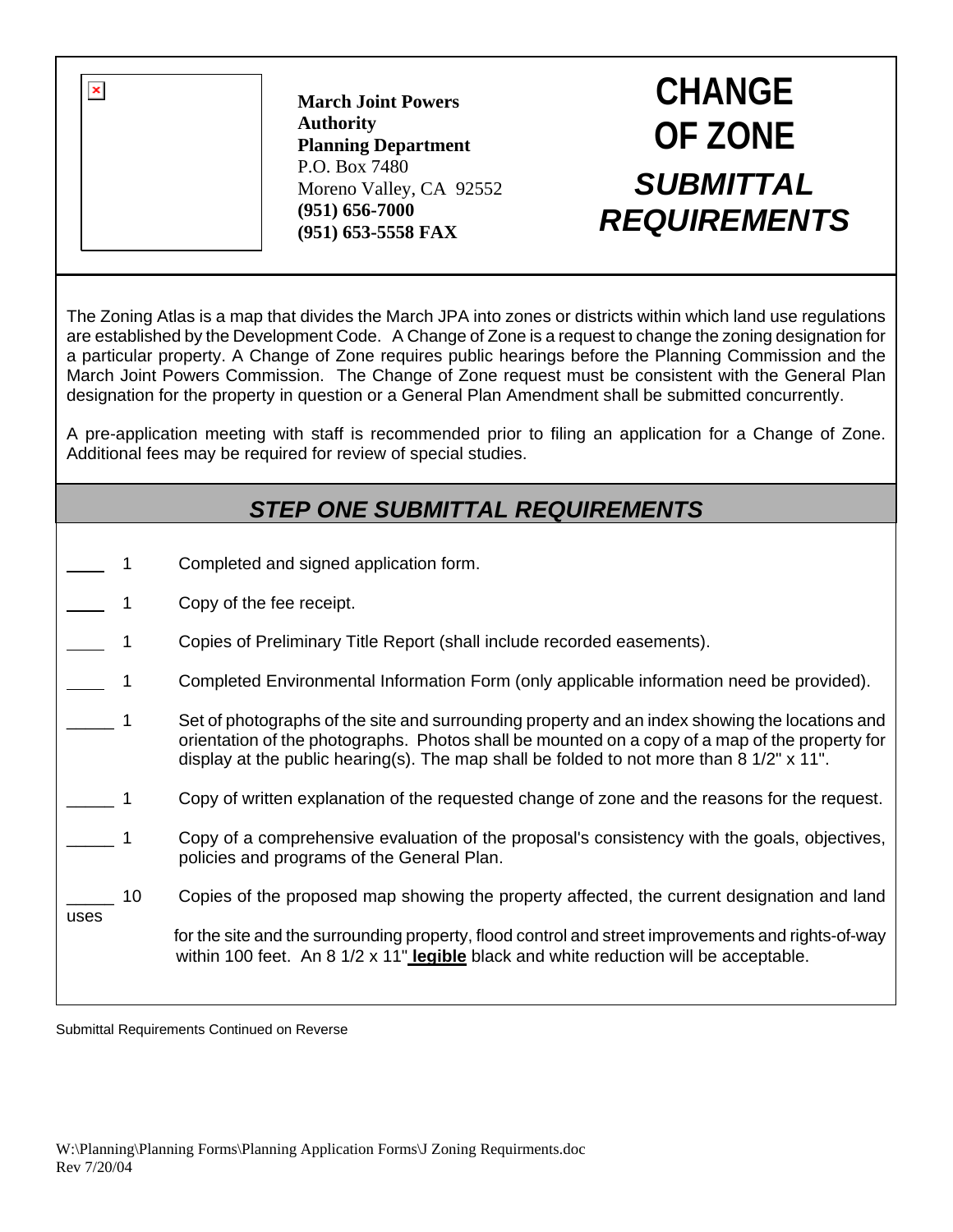**March Joint Powers Authority**
**Planning Department**
P.O. Box 7480
Moreno Valley, CA 92552
**(951) 656-7000**
**(951) 653-5558 FAX**

# CHANGE OF ZONE

## *SUBMITTAL REQUIREMENTS*

The Zoning Atlas is a map that divides the March JPA into zones or districts within which land use regulations are established by the Development Code. A Change of Zone is a request to change the zoning designation for a particular property. A Change of Zone requires public hearings before the Planning Commission and the March Joint Powers Commission. The Change of Zone request must be consistent with the General Plan designation for the property in question or a General Plan Amendment shall be submitted concurrently.

A pre-application meeting with staff is recommended prior to filing an application for a Change of Zone. Additional fees may be required for review of special studies.

## *STEP ONE SUBMITTAL REQUIREMENTS*

____ 1 Completed and signed application form.

____ 1 Copy of the fee receipt.

____ 1 Copies of Preliminary Title Report (shall include recorded easements).

____ 1 Completed Environmental Information Form (only applicable information need be provided).

_____ 1 Set of photographs of the site and surrounding property and an index showing the locations and orientation of the photographs. Photos shall be mounted on a copy of a map of the property for display at the public hearing(s). The map shall be folded to not more than 8 1/2" x 11".

_____ 1 Copy of written explanation of the requested change of zone and the reasons for the request.

_____ 1 Copy of a comprehensive evaluation of the proposal's consistency with the goals, objectives, policies and programs of the General Plan.

_____ 10 Copies of the proposed map showing the property affected, the current designation and land uses for the site and the surrounding property, flood control and street improvements and rights-of-way within 100 feet. An 8 1/2 x 11" **legible** black and white reduction will be acceptable.

Submittal Requirements Continued on Reverse

W:\Planning\Planning Forms\Planning Application Forms\J Zoning Requirments.doc
Rev 7/20/04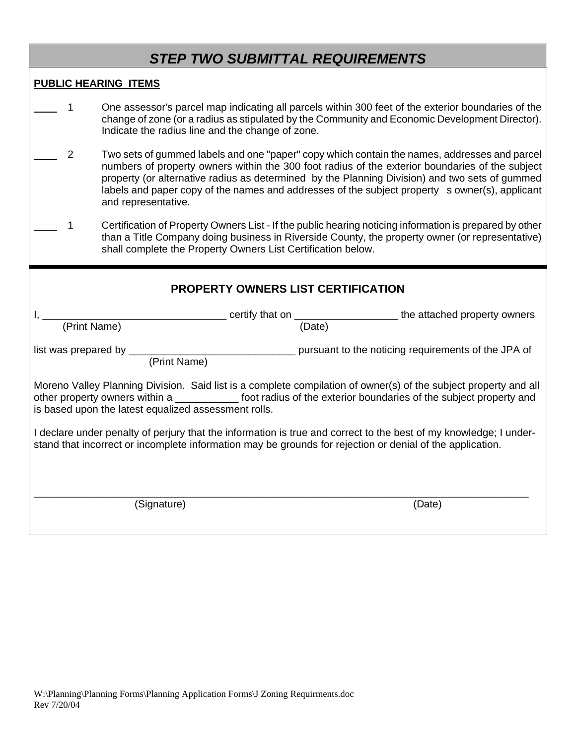## *STEP TWO SUBMITTAL REQUIREMENTS*

**PUBLIC HEARING ITEMS**

____ 1 One assessor's parcel map indicating all parcels within 300 feet of the exterior boundaries of the change of zone (or a radius as stipulated by the Community and Economic Development Director). Indicate the radius line and the change of zone.

____ 2 Two sets of gummed labels and one "paper" copy which contain the names, addresses and parcel numbers of property owners within the 300 foot radius of the exterior boundaries of the subject property (or alternative radius as determined by the Planning Division) and two sets of gummed labels and paper copy of the names and addresses of the subject property s owner(s), applicant and representative.

____ 1 Certification of Property Owners List - If the public hearing noticing information is prepared by other than a Title Company doing business in Riverside County, the property owner (or representative) shall complete the Property Owners List Certification below.

### PROPERTY OWNERS LIST CERTIFICATION

I, ________________________________ certify that on __________________ the attached property owners
(Print Name) (Date)

list was prepared by _____________________________ pursuant to the noticing requirements of the JPA of
(Print Name)

Moreno Valley Planning Division. Said list is a complete compilation of owner(s) of the subject property and all other property owners within a ___________ foot radius of the exterior boundaries of the subject property and is based upon the latest equalized assessment rolls.

I declare under penalty of perjury that the information is true and correct to the best of my knowledge; I understand that incorrect or incomplete information may be grounds for rejection or denial of the application.

_________________________________________________________________________________
(Signature) (Date)

W:\Planning\Planning Forms\Planning Application Forms\J Zoning Requirments.doc
Rev 7/20/04